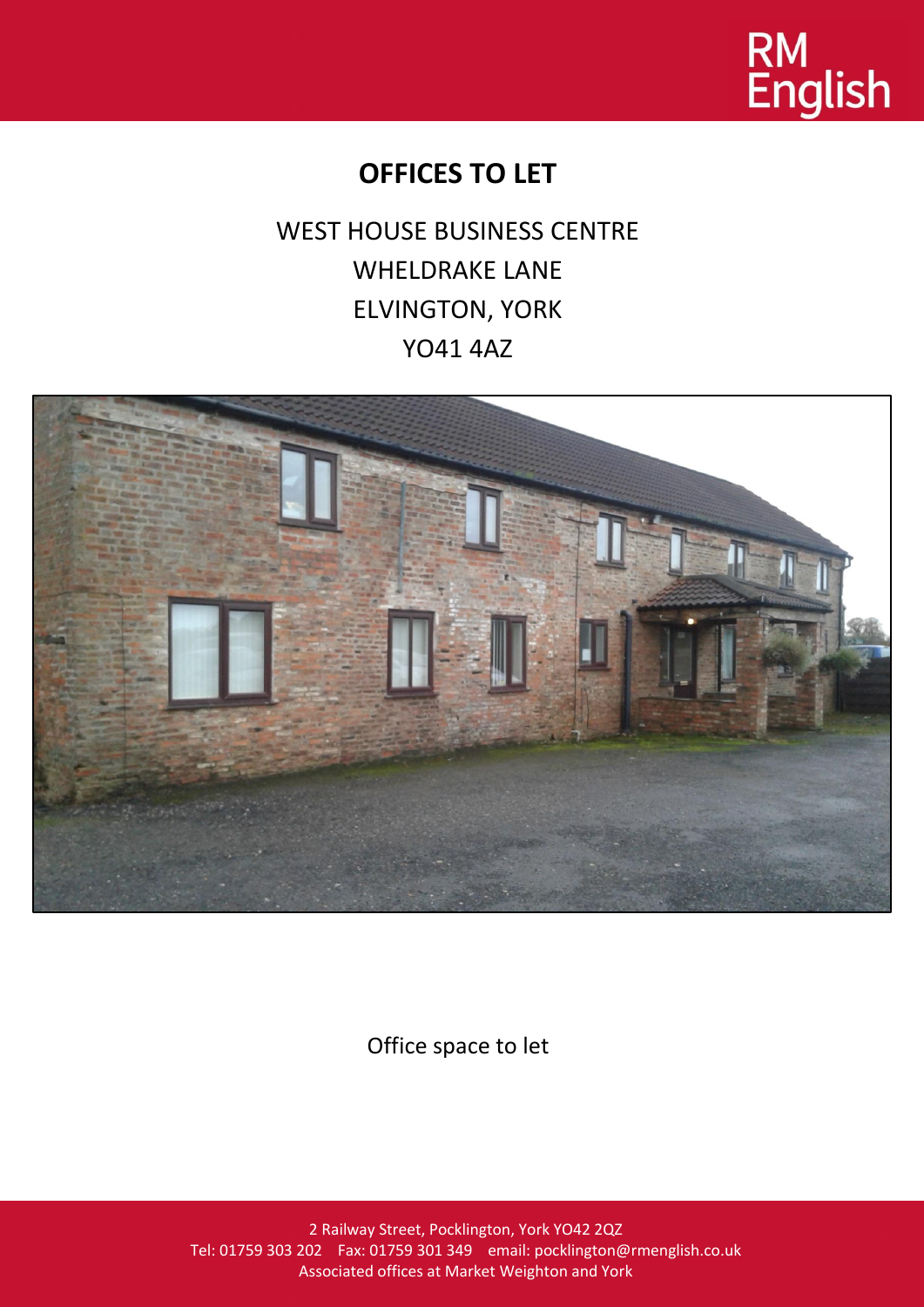RM English

# OFFICES TO LET

WEST HOUSE BUSINESS CENTRE
WHELDRAKE LANE
ELVINGTON, YORK
YO41 4AZ

Office space to let

2 Railway Street, Pocklington, York YO42 2QZ
Tel: 01759 303 202 Fax: 01759 301 349 email: pocklington@rmenglish.co.uk
Associated offices at Market Weighton and York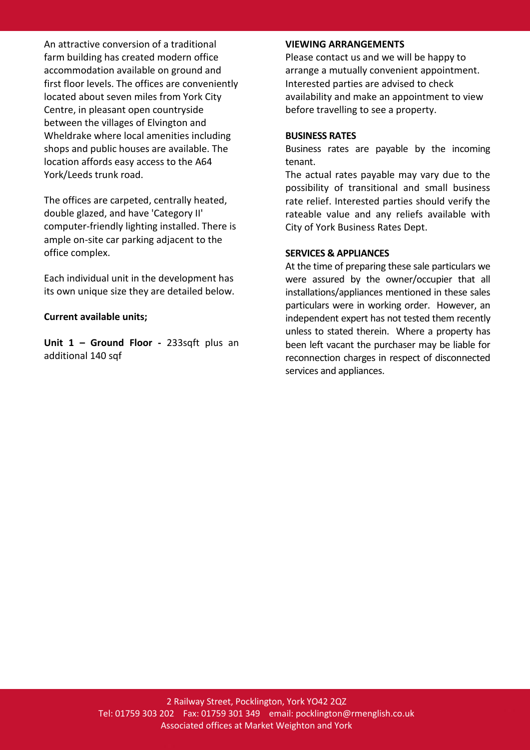An attractive conversion of a traditional farm building has created modern office accommodation available on ground and first floor levels. The offices are conveniently located about seven miles from York City Centre, in pleasant open countryside between the villages of Elvington and Wheldrake where local amenities including shops and public houses are available. The location affords easy access to the A64 York/Leeds trunk road.

The offices are carpeted, centrally heated, double glazed, and have 'Category II' computer-friendly lighting installed. There is ample on-site car parking adjacent to the office complex.

Each individual unit in the development has its own unique size they are detailed below.

**Current available units;**

**Unit 1 – Ground Floor -** 233sqft plus an additional 140 sqf

**VIEWING ARRANGEMENTS**

Please contact us and we will be happy to arrange a mutually convenient appointment. Interested parties are advised to check availability and make an appointment to view before travelling to see a property.

**BUSINESS RATES**

Business rates are payable by the incoming tenant.

The actual rates payable may vary due to the possibility of transitional and small business rate relief. Interested parties should verify the rateable value and any reliefs available with City of York Business Rates Dept.

**SERVICES & APPLIANCES**

At the time of preparing these sale particulars we were assured by the owner/occupier that all installations/appliances mentioned in these sales particulars were in working order. However, an independent expert has not tested them recently unless to stated therein. Where a property has been left vacant the purchaser may be liable for reconnection charges in respect of disconnected services and appliances.

2 Railway Street, Pocklington, York YO42 2QZ
Tel: 01759 303 202 Fax: 01759 301 349 email: pocklington@rmenglish.co.uk
Associated offices at Market Weighton and York